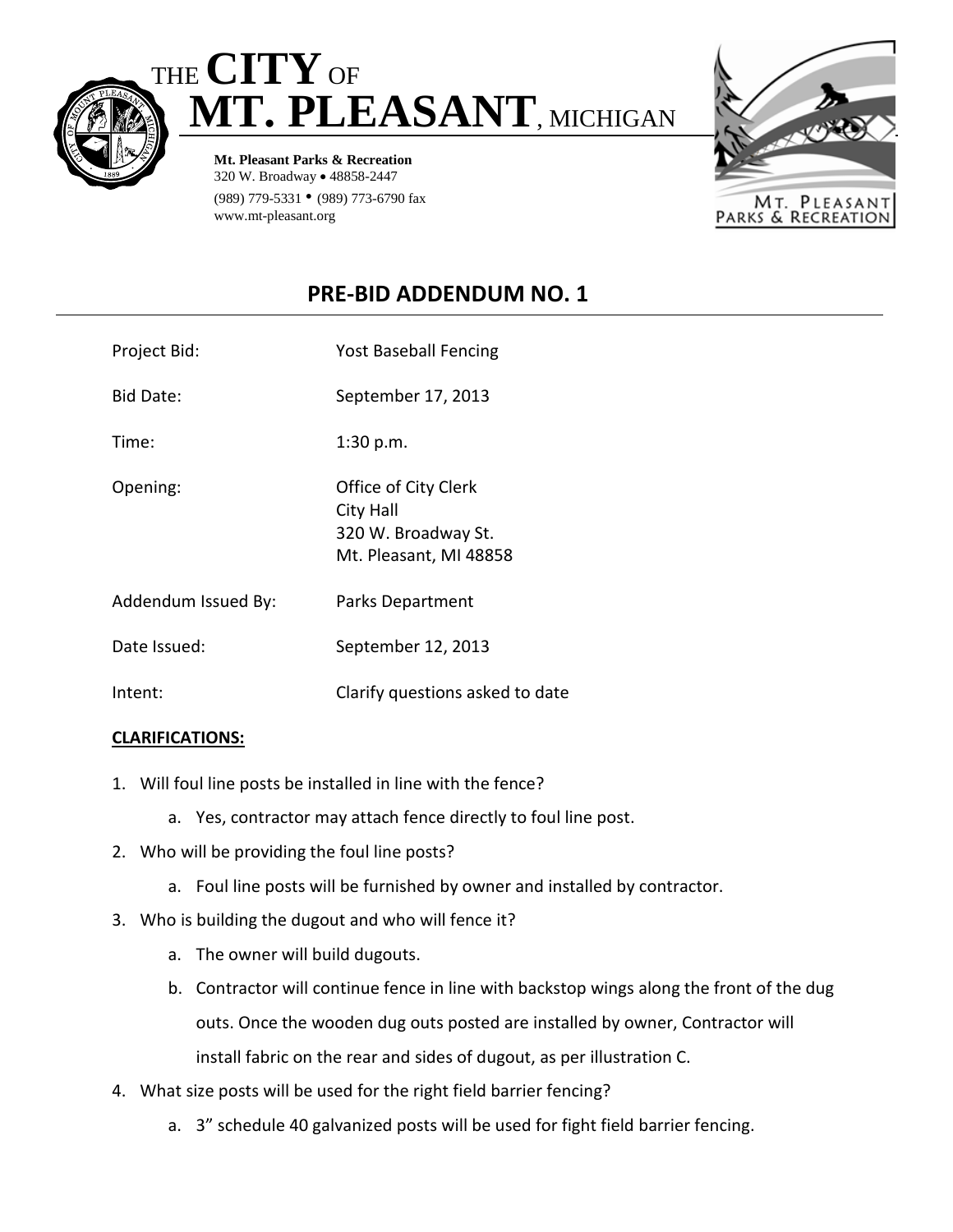THE **CITY** OF
# MT. PLEASANT, MICHIGAN

**Mt. Pleasant Parks & Recreation**
320 W. Broadway • 48858-2447
(989) 779-5331 • (989) 773-6790 fax
www.mt-pleasant.org

MT. PLEASANT PARKS & RECREATION

## PRE-BID ADDENDUM NO. 1

Project Bid: Yost Baseball Fencing

Bid Date: September 17, 2013

Time: 1:30 p.m.

Opening: Office of City Clerk
City Hall
320 W. Broadway St.
Mt. Pleasant, MI 48858

Addendum Issued By: Parks Department

Date Issued: September 12, 2013

Intent: Clarify questions asked to date

**CLARIFICATIONS:**

1. Will foul line posts be installed in line with the fence?
   a. Yes, contractor may attach fence directly to foul line post.
2. Who will be providing the foul line posts?
   a. Foul line posts will be furnished by owner and installed by contractor.
3. Who is building the dugout and who will fence it?
   a. The owner will build dugouts.
   b. Contractor will continue fence in line with backstop wings along the front of the dug outs. Once the wooden dug outs posted are installed by owner, Contractor will install fabric on the rear and sides of dugout, as per illustration C.
4. What size posts will be used for the right field barrier fencing?
   a. 3" schedule 40 galvanized posts will be used for fight field barrier fencing.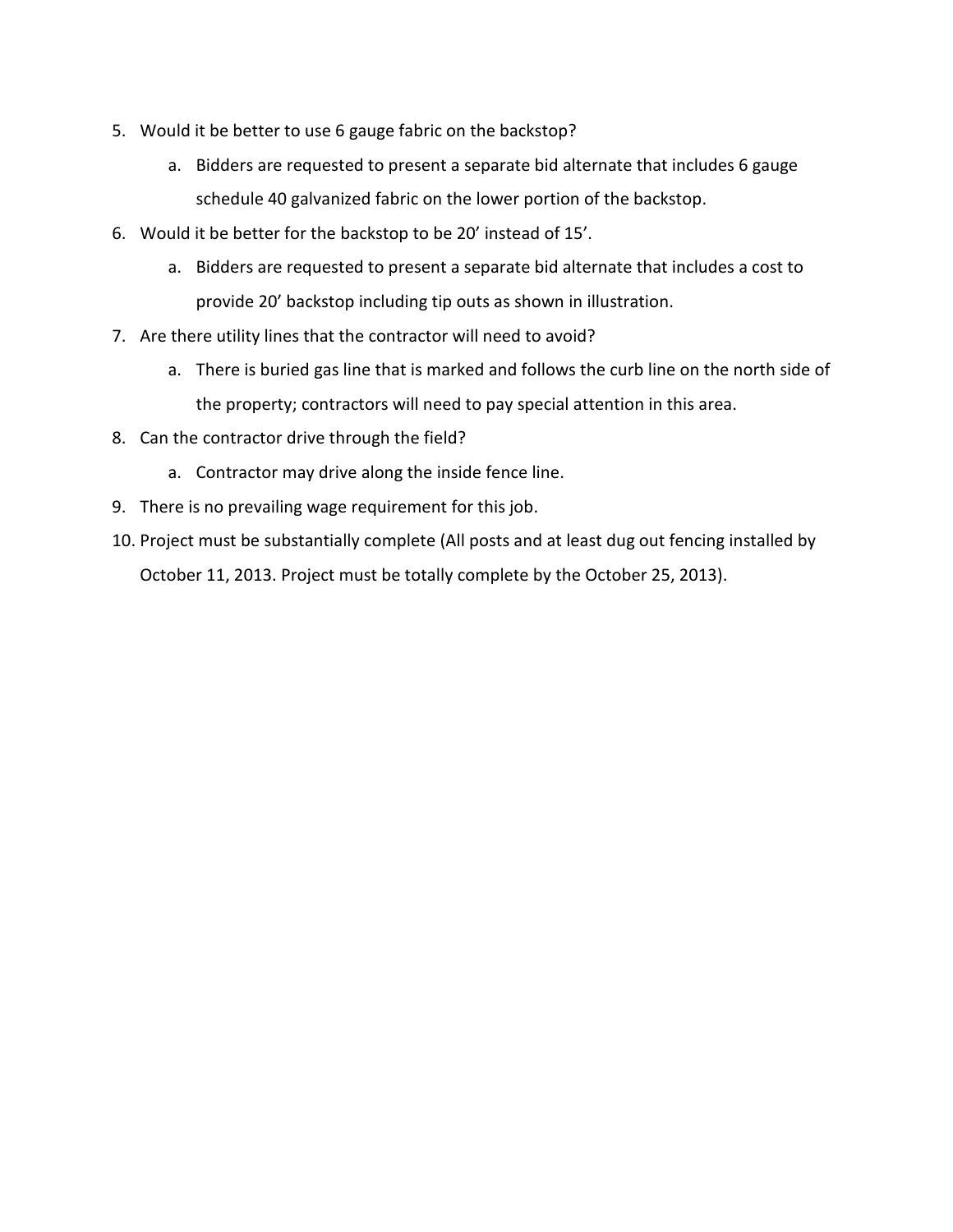5. Would it be better to use 6 gauge fabric on the backstop?
    a. Bidders are requested to present a separate bid alternate that includes 6 gauge schedule 40 galvanized fabric on the lower portion of the backstop.
6. Would it be better for the backstop to be 20' instead of 15'.
    a. Bidders are requested to present a separate bid alternate that includes a cost to provide 20' backstop including tip outs as shown in illustration.
7. Are there utility lines that the contractor will need to avoid?
    a. There is buried gas line that is marked and follows the curb line on the north side of the property; contractors will need to pay special attention in this area.
8. Can the contractor drive through the field?
    a. Contractor may drive along the inside fence line.
9. There is no prevailing wage requirement for this job.
10. Project must be substantially complete (All posts and at least dug out fencing installed by October 11, 2013. Project must be totally complete by the October 25, 2013).